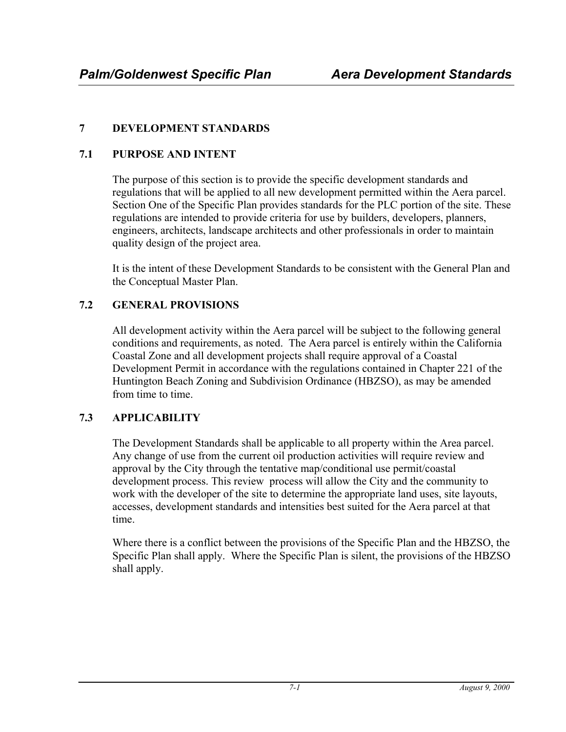# 7 DEVELOPMENT STANDARDS

## 7.1 PURPOSE AND INTENT

The purpose of this section is to provide the specific development standards and regulations that will be applied to all new development permitted within the Aera parcel. Section One of the Specific Plan provides standards for the PLC portion of the site. These regulations are intended to provide criteria for use by builders, developers, planners, engineers, architects, landscape architects and other professionals in order to maintain quality design of the project area.

It is the intent of these Development Standards to be consistent with the General Plan and the Conceptual Master Plan.

## 7.2 GENERAL PROVISIONS

All development activity within the Aera parcel will be subject to the following general conditions and requirements, as noted. The Aera parcel is entirely within the California Coastal Zone and all development projects shall require approval of a Coastal Development Permit in accordance with the regulations contained in Chapter 221 of the Huntington Beach Zoning and Subdivision Ordinance (HBZSO), as may be amended from time to time.

## 7.3 APPLICABILITY

The Development Standards shall be applicable to all property within the Area parcel. Any change of use from the current oil production activities will require review and approval by the City through the tentative map/conditional use permit/coastal development process. This review process will allow the City and the community to work with the developer of the site to determine the appropriate land uses, site layouts, accesses, development standards and intensities best suited for the Aera parcel at that time.

Where there is a conflict between the provisions of the Specific Plan and the HBZSO, the Specific Plan shall apply. Where the Specific Plan is silent, the provisions of the HBZSO shall apply.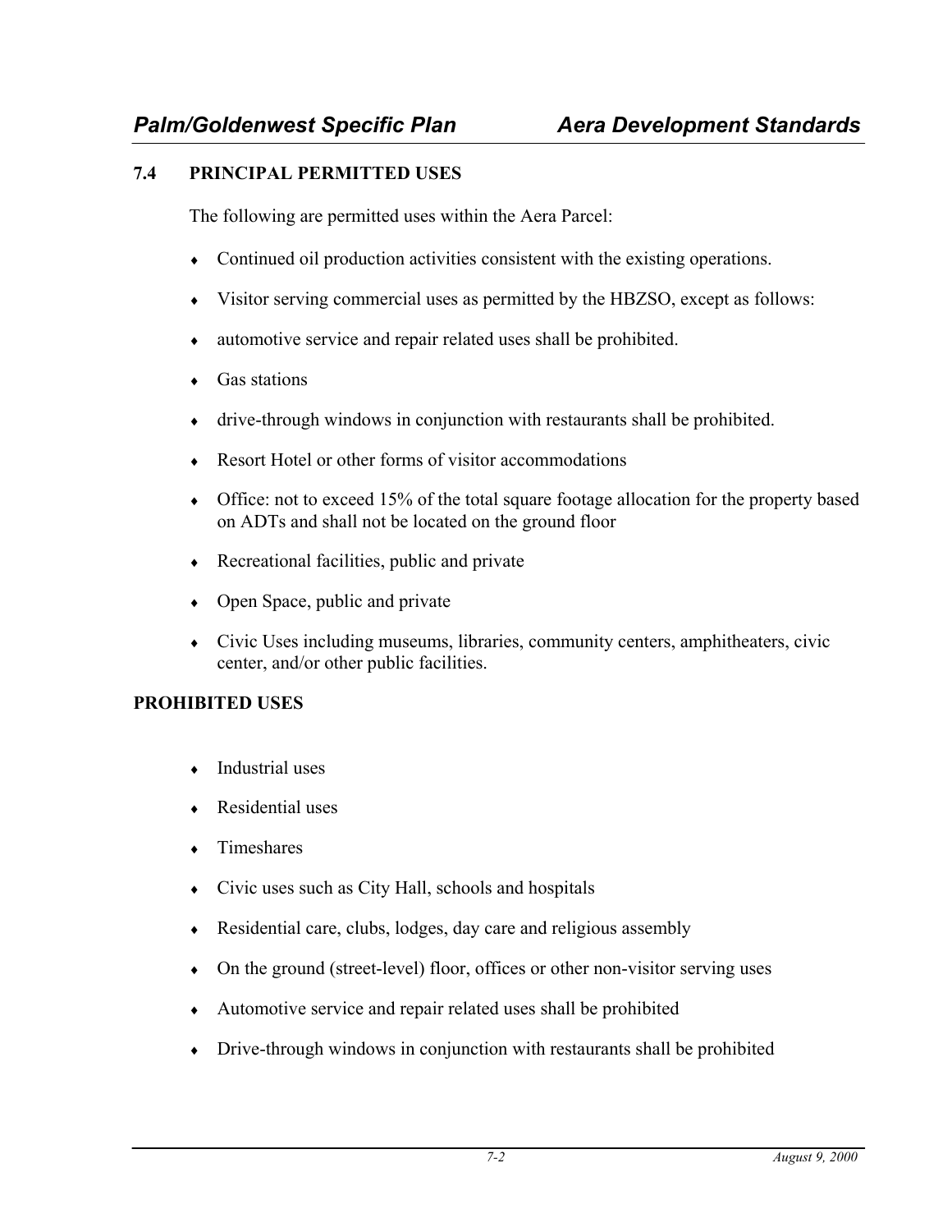## 7.4 PRINCIPAL PERMITTED USES

The following are permitted uses within the Aera Parcel:

- Continued oil production activities consistent with the existing operations.
- Visitor serving commercial uses as permitted by the HBZSO, except as follows:
- automotive service and repair related uses shall be prohibited.
- Gas stations
- drive-through windows in conjunction with restaurants shall be prohibited.
- Resort Hotel or other forms of visitor accommodations
- Office: not to exceed 15% of the total square footage allocation for the property based on ADTs and shall not be located on the ground floor
- Recreational facilities, public and private
- Open Space, public and private
- Civic Uses including museums, libraries, community centers, amphitheaters, civic center, and/or other public facilities.

**PROHIBITED USES**

- Industrial uses
- Residential uses
- Timeshares
- Civic uses such as City Hall, schools and hospitals
- Residential care, clubs, lodges, day care and religious assembly
- On the ground (street-level) floor, offices or other non-visitor serving uses
- Automotive service and repair related uses shall be prohibited
- Drive-through windows in conjunction with restaurants shall be prohibited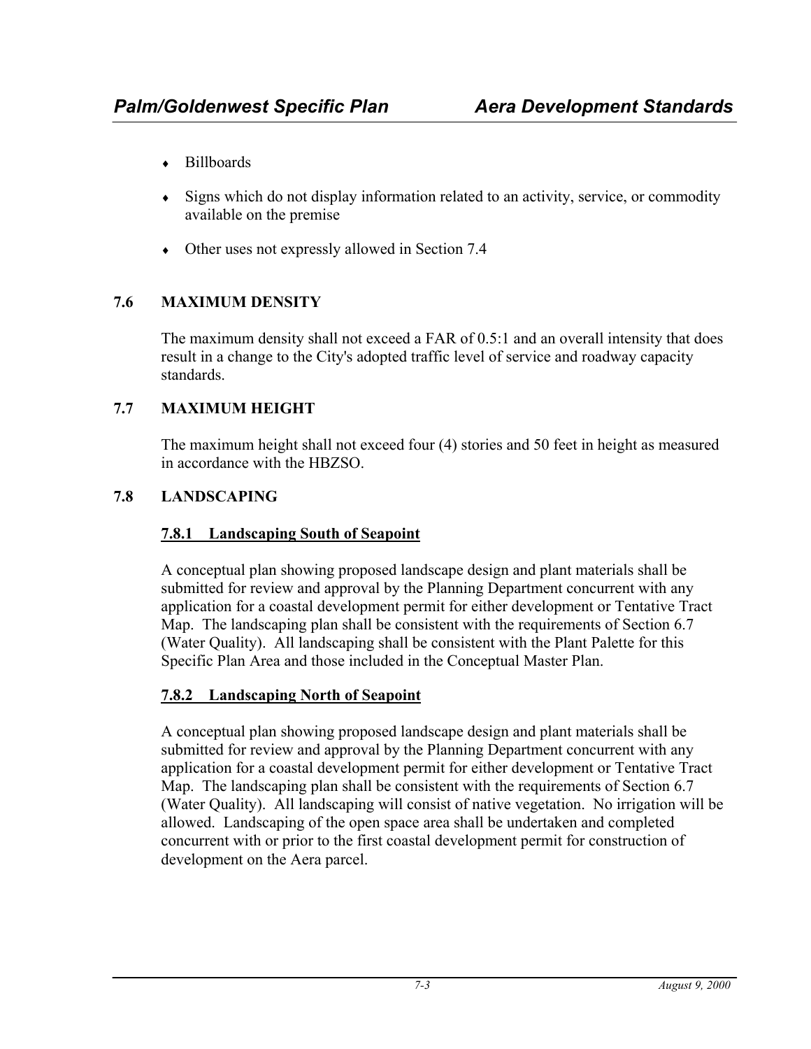- Billboards
- Signs which do not display information related to an activity, service, or commodity available on the premise
- Other uses not expressly allowed in Section 7.4

## 7.6 MAXIMUM DENSITY

The maximum density shall not exceed a FAR of 0.5:1 and an overall intensity that does result in a change to the City's adopted traffic level of service and roadway capacity standards.

## 7.7 MAXIMUM HEIGHT

The maximum height shall not exceed four (4) stories and 50 feet in height as measured in accordance with the HBZSO.

## 7.8 LANDSCAPING

### 7.8.1 Landscaping South of Seapoint

A conceptual plan showing proposed landscape design and plant materials shall be submitted for review and approval by the Planning Department concurrent with any application for a coastal development permit for either development or Tentative Tract Map. The landscaping plan shall be consistent with the requirements of Section 6.7 (Water Quality). All landscaping shall be consistent with the Plant Palette for this Specific Plan Area and those included in the Conceptual Master Plan.

### 7.8.2 Landscaping North of Seapoint

A conceptual plan showing proposed landscape design and plant materials shall be submitted for review and approval by the Planning Department concurrent with any application for a coastal development permit for either development or Tentative Tract Map. The landscaping plan shall be consistent with the requirements of Section 6.7 (Water Quality). All landscaping will consist of native vegetation. No irrigation will be allowed. Landscaping of the open space area shall be undertaken and completed concurrent with or prior to the first coastal development permit for construction of development on the Aera parcel.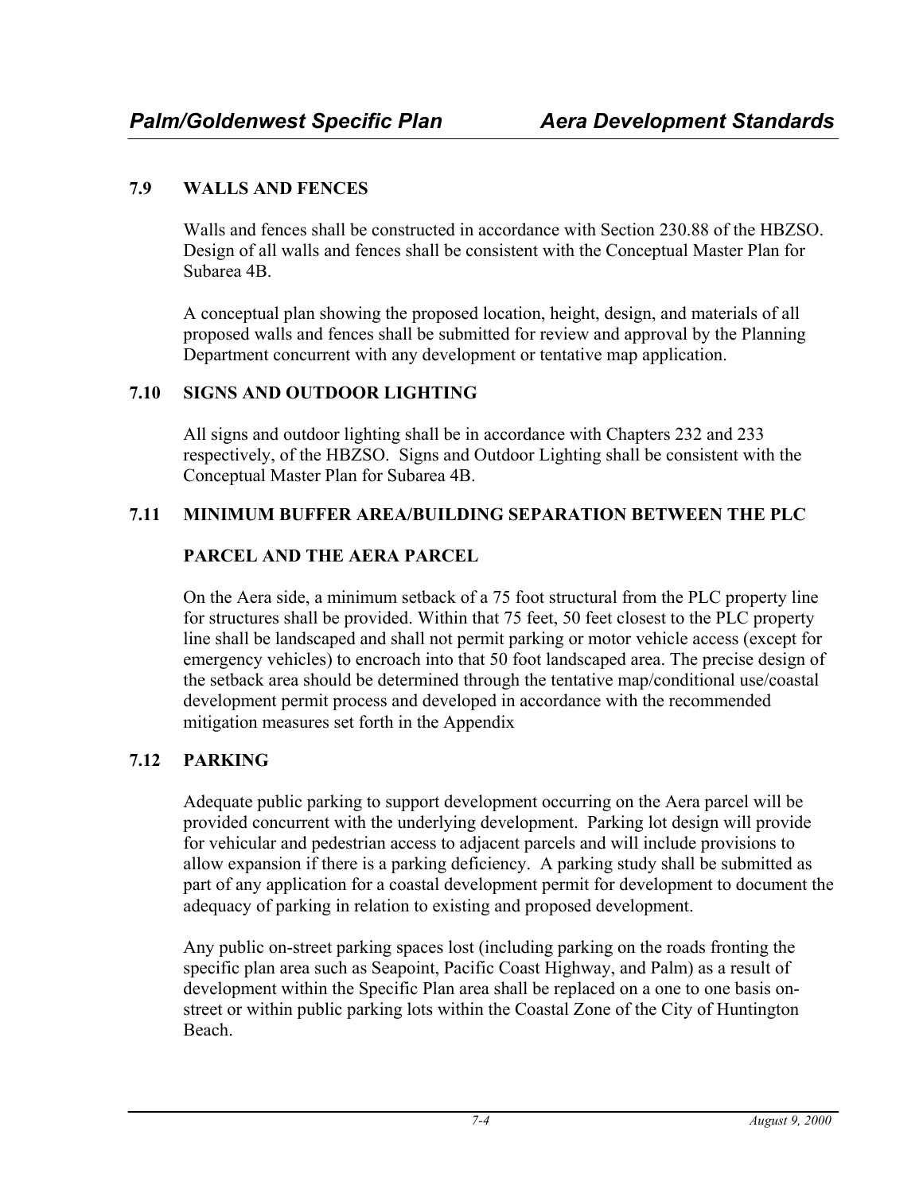## 7.9 WALLS AND FENCES

Walls and fences shall be constructed in accordance with Section 230.88 of the HBZSO. Design of all walls and fences shall be consistent with the Conceptual Master Plan for Subarea 4B.

A conceptual plan showing the proposed location, height, design, and materials of all proposed walls and fences shall be submitted for review and approval by the Planning Department concurrent with any development or tentative map application.

## 7.10 SIGNS AND OUTDOOR LIGHTING

All signs and outdoor lighting shall be in accordance with Chapters 232 and 233 respectively, of the HBZSO. Signs and Outdoor Lighting shall be consistent with the Conceptual Master Plan for Subarea 4B.

## 7.11 MINIMUM BUFFER AREA/BUILDING SEPARATION BETWEEN THE PLC PARCEL AND THE AERA PARCEL

On the Aera side, a minimum setback of a 75 foot structural from the PLC property line for structures shall be provided. Within that 75 feet, 50 feet closest to the PLC property line shall be landscaped and shall not permit parking or motor vehicle access (except for emergency vehicles) to encroach into that 50 foot landscaped area. The precise design of the setback area should be determined through the tentative map/conditional use/coastal development permit process and developed in accordance with the recommended mitigation measures set forth in the Appendix

## 7.12 PARKING

Adequate public parking to support development occurring on the Aera parcel will be provided concurrent with the underlying development. Parking lot design will provide for vehicular and pedestrian access to adjacent parcels and will include provisions to allow expansion if there is a parking deficiency. A parking study shall be submitted as part of any application for a coastal development permit for development to document the adequacy of parking in relation to existing and proposed development.

Any public on-street parking spaces lost (including parking on the roads fronting the specific plan area such as Seapoint, Pacific Coast Highway, and Palm) as a result of development within the Specific Plan area shall be replaced on a one to one basis on-street or within public parking lots within the Coastal Zone of the City of Huntington Beach.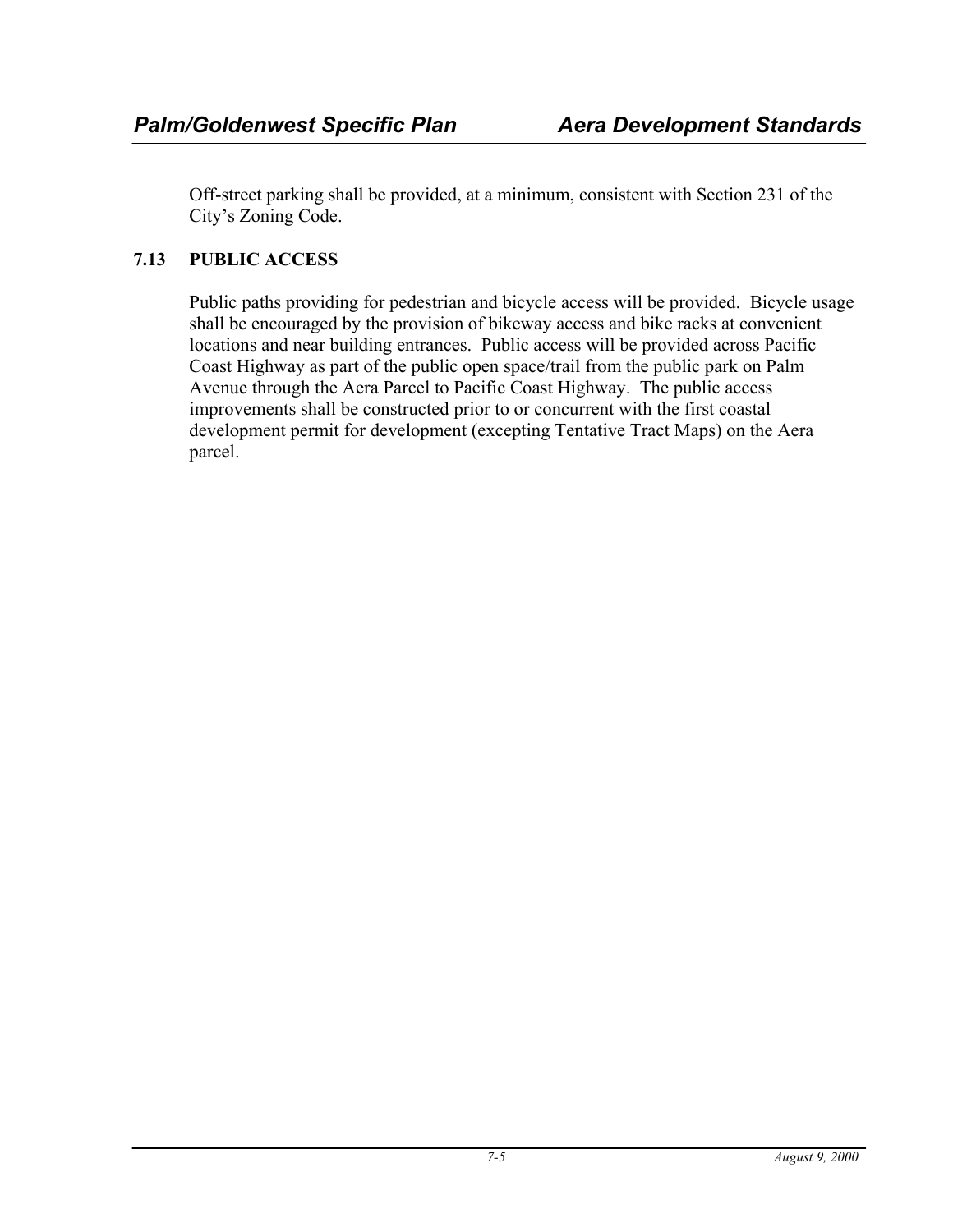Off-street parking shall be provided, at a minimum, consistent with Section 231 of the City's Zoning Code.

## 7.13 PUBLIC ACCESS

Public paths providing for pedestrian and bicycle access will be provided. Bicycle usage shall be encouraged by the provision of bikeway access and bike racks at convenient locations and near building entrances. Public access will be provided across Pacific Coast Highway as part of the public open space/trail from the public park on Palm Avenue through the Aera Parcel to Pacific Coast Highway. The public access improvements shall be constructed prior to or concurrent with the first coastal development permit for development (excepting Tentative Tract Maps) on the Aera parcel.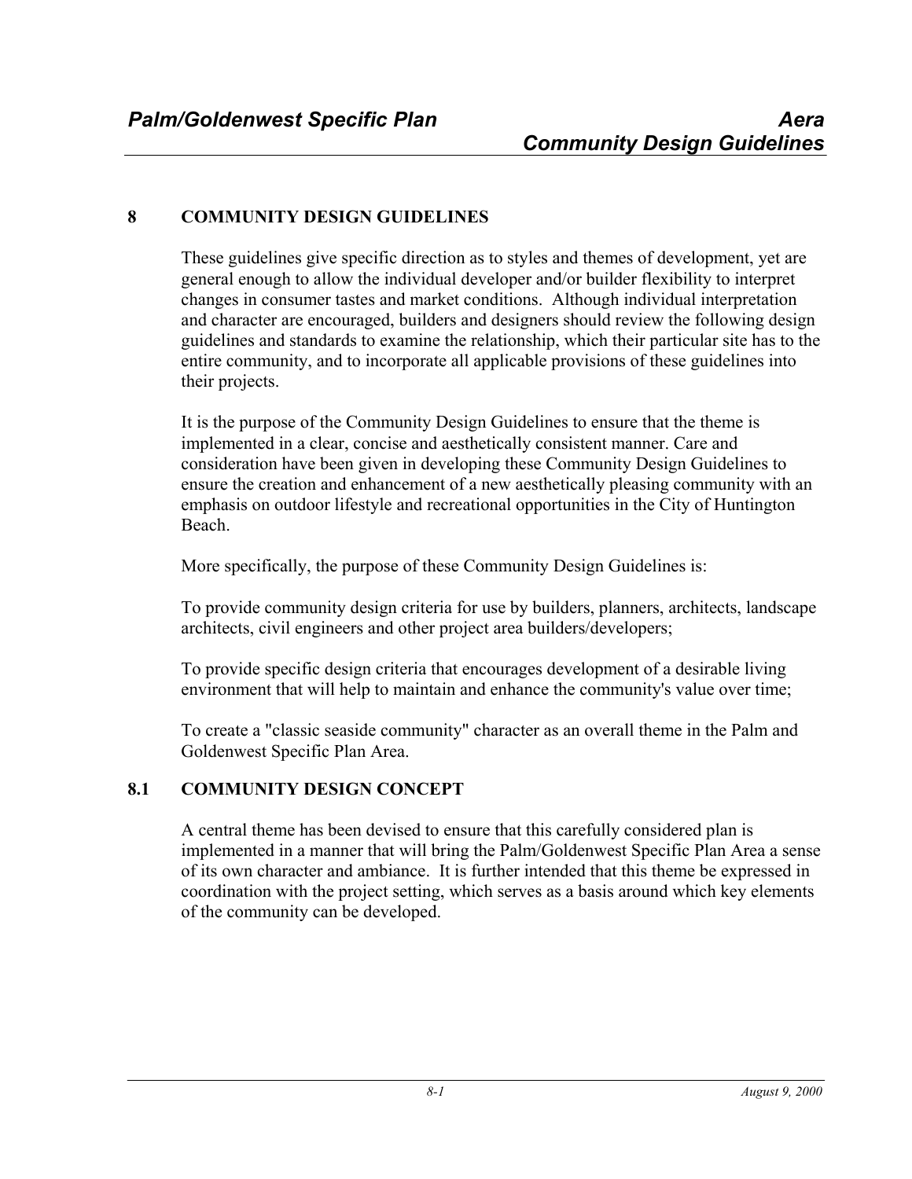# 8 COMMUNITY DESIGN GUIDELINES

These guidelines give specific direction as to styles and themes of development, yet are general enough to allow the individual developer and/or builder flexibility to interpret changes in consumer tastes and market conditions. Although individual interpretation and character are encouraged, builders and designers should review the following design guidelines and standards to examine the relationship, which their particular site has to the entire community, and to incorporate all applicable provisions of these guidelines into their projects.

It is the purpose of the Community Design Guidelines to ensure that the theme is implemented in a clear, concise and aesthetically consistent manner. Care and consideration have been given in developing these Community Design Guidelines to ensure the creation and enhancement of a new aesthetically pleasing community with an emphasis on outdoor lifestyle and recreational opportunities in the City of Huntington Beach.

More specifically, the purpose of these Community Design Guidelines is:

To provide community design criteria for use by builders, planners, architects, landscape architects, civil engineers and other project area builders/developers;

To provide specific design criteria that encourages development of a desirable living environment that will help to maintain and enhance the community's value over time;

To create a "classic seaside community" character as an overall theme in the Palm and Goldenwest Specific Plan Area.

## 8.1 COMMUNITY DESIGN CONCEPT

A central theme has been devised to ensure that this carefully considered plan is implemented in a manner that will bring the Palm/Goldenwest Specific Plan Area a sense of its own character and ambiance. It is further intended that this theme be expressed in coordination with the project setting, which serves as a basis around which key elements of the community can be developed.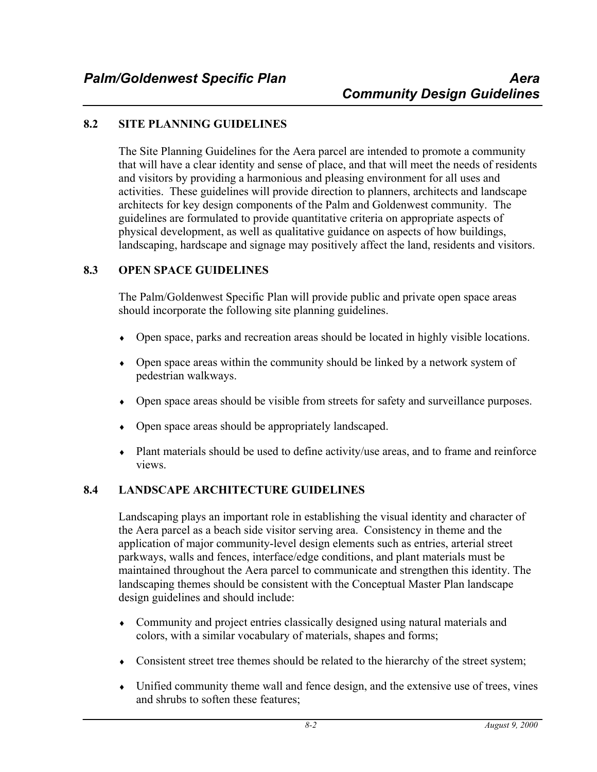## 8.2 SITE PLANNING GUIDELINES

The Site Planning Guidelines for the Aera parcel are intended to promote a community that will have a clear identity and sense of place, and that will meet the needs of residents and visitors by providing a harmonious and pleasing environment for all uses and activities. These guidelines will provide direction to planners, architects and landscape architects for key design components of the Palm and Goldenwest community. The guidelines are formulated to provide quantitative criteria on appropriate aspects of physical development, as well as qualitative guidance on aspects of how buildings, landscaping, hardscape and signage may positively affect the land, residents and visitors.

## 8.3 OPEN SPACE GUIDELINES

The Palm/Goldenwest Specific Plan will provide public and private open space areas should incorporate the following site planning guidelines.

- Open space, parks and recreation areas should be located in highly visible locations.
- Open space areas within the community should be linked by a network system of pedestrian walkways.
- Open space areas should be visible from streets for safety and surveillance purposes.
- Open space areas should be appropriately landscaped.
- Plant materials should be used to define activity/use areas, and to frame and reinforce views.

## 8.4 LANDSCAPE ARCHITECTURE GUIDELINES

Landscaping plays an important role in establishing the visual identity and character of the Aera parcel as a beach side visitor serving area. Consistency in theme and the application of major community-level design elements such as entries, arterial street parkways, walls and fences, interface/edge conditions, and plant materials must be maintained throughout the Aera parcel to communicate and strengthen this identity. The landscaping themes should be consistent with the Conceptual Master Plan landscape design guidelines and should include:

- Community and project entries classically designed using natural materials and colors, with a similar vocabulary of materials, shapes and forms;
- Consistent street tree themes should be related to the hierarchy of the street system;
- Unified community theme wall and fence design, and the extensive use of trees, vines and shrubs to soften these features;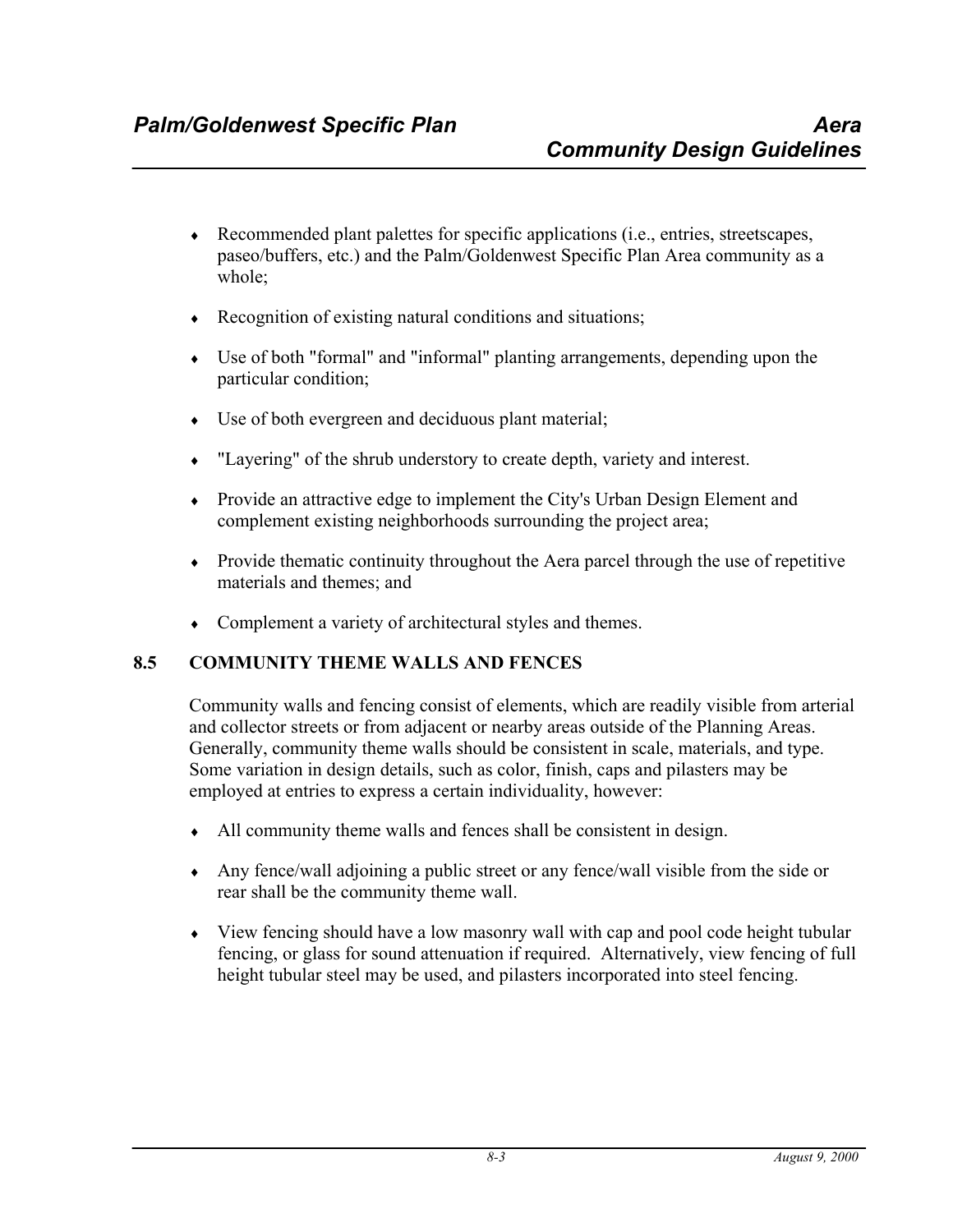- Recommended plant palettes for specific applications (i.e., entries, streetscapes, paseo/buffers, etc.) and the Palm/Goldenwest Specific Plan Area community as a whole;

- Recognition of existing natural conditions and situations;

- Use of both "formal" and "informal" planting arrangements, depending upon the particular condition;

- Use of both evergreen and deciduous plant material;

- "Layering" of the shrub understory to create depth, variety and interest.

- Provide an attractive edge to implement the City's Urban Design Element and complement existing neighborhoods surrounding the project area;

- Provide thematic continuity throughout the Aera parcel through the use of repetitive materials and themes; and

- Complement a variety of architectural styles and themes.

## 8.5 COMMUNITY THEME WALLS AND FENCES

Community walls and fencing consist of elements, which are readily visible from arterial and collector streets or from adjacent or nearby areas outside of the Planning Areas. Generally, community theme walls should be consistent in scale, materials, and type. Some variation in design details, such as color, finish, caps and pilasters may be employed at entries to express a certain individuality, however:

- All community theme walls and fences shall be consistent in design.

- Any fence/wall adjoining a public street or any fence/wall visible from the side or rear shall be the community theme wall.

- View fencing should have a low masonry wall with cap and pool code height tubular fencing, or glass for sound attenuation if required. Alternatively, view fencing of full height tubular steel may be used, and pilasters incorporated into steel fencing.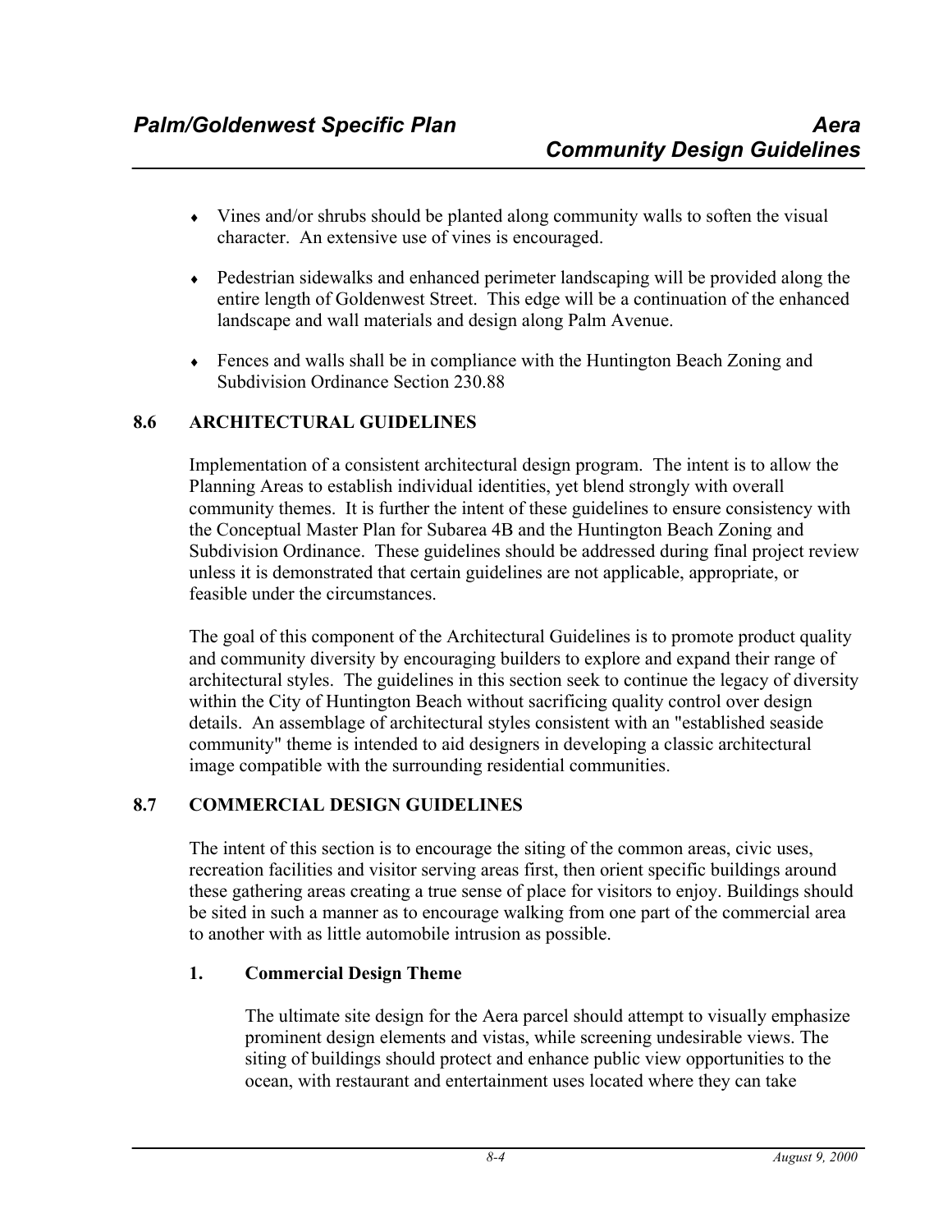- Vines and/or shrubs should be planted along community walls to soften the visual character. An extensive use of vines is encouraged.
- Pedestrian sidewalks and enhanced perimeter landscaping will be provided along the entire length of Goldenwest Street. This edge will be a continuation of the enhanced landscape and wall materials and design along Palm Avenue.
- Fences and walls shall be in compliance with the Huntington Beach Zoning and Subdivision Ordinance Section 230.88

## 8.6 ARCHITECTURAL GUIDELINES

Implementation of a consistent architectural design program. The intent is to allow the Planning Areas to establish individual identities, yet blend strongly with overall community themes. It is further the intent of these guidelines to ensure consistency with the Conceptual Master Plan for Subarea 4B and the Huntington Beach Zoning and Subdivision Ordinance. These guidelines should be addressed during final project review unless it is demonstrated that certain guidelines are not applicable, appropriate, or feasible under the circumstances.

The goal of this component of the Architectural Guidelines is to promote product quality and community diversity by encouraging builders to explore and expand their range of architectural styles. The guidelines in this section seek to continue the legacy of diversity within the City of Huntington Beach without sacrificing quality control over design details. An assemblage of architectural styles consistent with an "established seaside community" theme is intended to aid designers in developing a classic architectural image compatible with the surrounding residential communities.

## 8.7 COMMERCIAL DESIGN GUIDELINES

The intent of this section is to encourage the siting of the common areas, civic uses, recreation facilities and visitor serving areas first, then orient specific buildings around these gathering areas creating a true sense of place for visitors to enjoy. Buildings should be sited in such a manner as to encourage walking from one part of the commercial area to another with as little automobile intrusion as possible.

### 1. Commercial Design Theme

The ultimate site design for the Aera parcel should attempt to visually emphasize prominent design elements and vistas, while screening undesirable views. The siting of buildings should protect and enhance public view opportunities to the ocean, with restaurant and entertainment uses located where they can take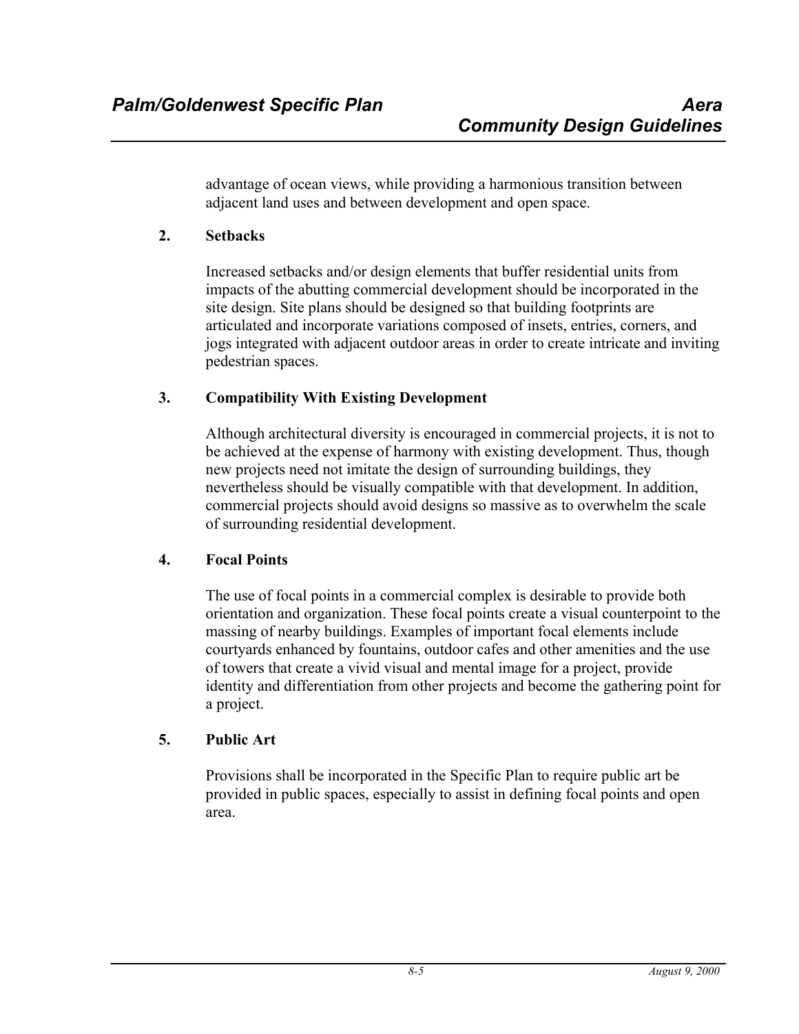advantage of ocean views, while providing a harmonious transition between adjacent land uses and between development and open space.

### 2. Setbacks

Increased setbacks and/or design elements that buffer residential units from impacts of the abutting commercial development should be incorporated in the site design. Site plans should be designed so that building footprints are articulated and incorporate variations composed of insets, entries, corners, and jogs integrated with adjacent outdoor areas in order to create intricate and inviting pedestrian spaces.

### 3. Compatibility With Existing Development

Although architectural diversity is encouraged in commercial projects, it is not to be achieved at the expense of harmony with existing development. Thus, though new projects need not imitate the design of surrounding buildings, they nevertheless should be visually compatible with that development. In addition, commercial projects should avoid designs so massive as to overwhelm the scale of surrounding residential development.

### 4. Focal Points

The use of focal points in a commercial complex is desirable to provide both orientation and organization. These focal points create a visual counterpoint to the massing of nearby buildings. Examples of important focal elements include courtyards enhanced by fountains, outdoor cafes and other amenities and the use of towers that create a vivid visual and mental image for a project, provide identity and differentiation from other projects and become the gathering point for a project.

### 5. Public Art

Provisions shall be incorporated in the Specific Plan to require public art be provided in public spaces, especially to assist in defining focal points and open area.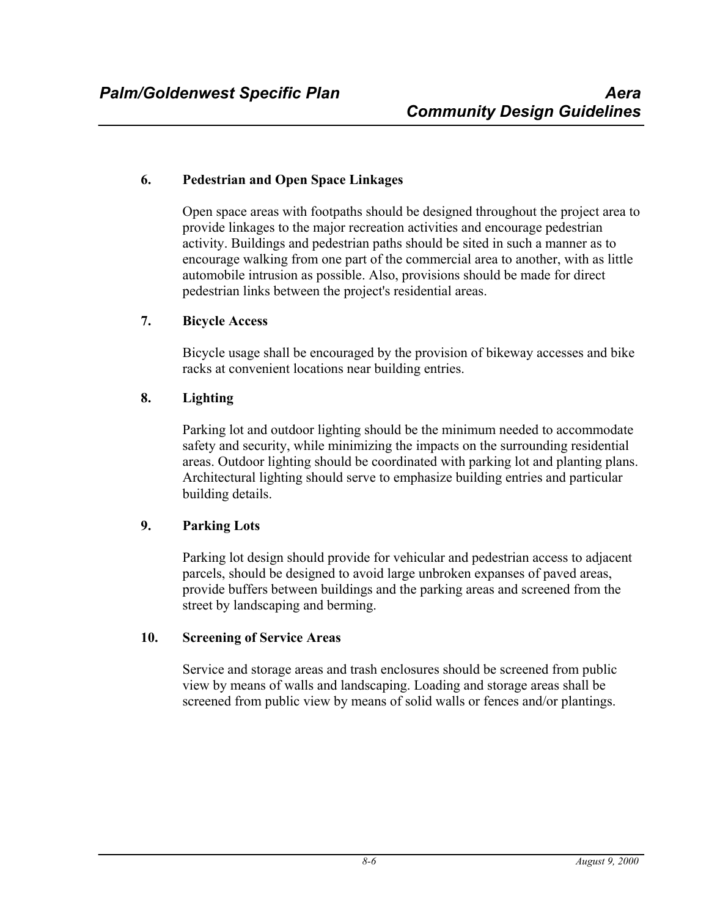### 6. Pedestrian and Open Space Linkages

Open space areas with footpaths should be designed throughout the project area to provide linkages to the major recreation activities and encourage pedestrian activity. Buildings and pedestrian paths should be sited in such a manner as to encourage walking from one part of the commercial area to another, with as little automobile intrusion as possible. Also, provisions should be made for direct pedestrian links between the project's residential areas.

### 7. Bicycle Access

Bicycle usage shall be encouraged by the provision of bikeway accesses and bike racks at convenient locations near building entries.

### 8. Lighting

Parking lot and outdoor lighting should be the minimum needed to accommodate safety and security, while minimizing the impacts on the surrounding residential areas. Outdoor lighting should be coordinated with parking lot and planting plans. Architectural lighting should serve to emphasize building entries and particular building details.

### 9. Parking Lots

Parking lot design should provide for vehicular and pedestrian access to adjacent parcels, should be designed to avoid large unbroken expanses of paved areas, provide buffers between buildings and the parking areas and screened from the street by landscaping and berming.

### 10. Screening of Service Areas

Service and storage areas and trash enclosures should be screened from public view by means of walls and landscaping. Loading and storage areas shall be screened from public view by means of solid walls or fences and/or plantings.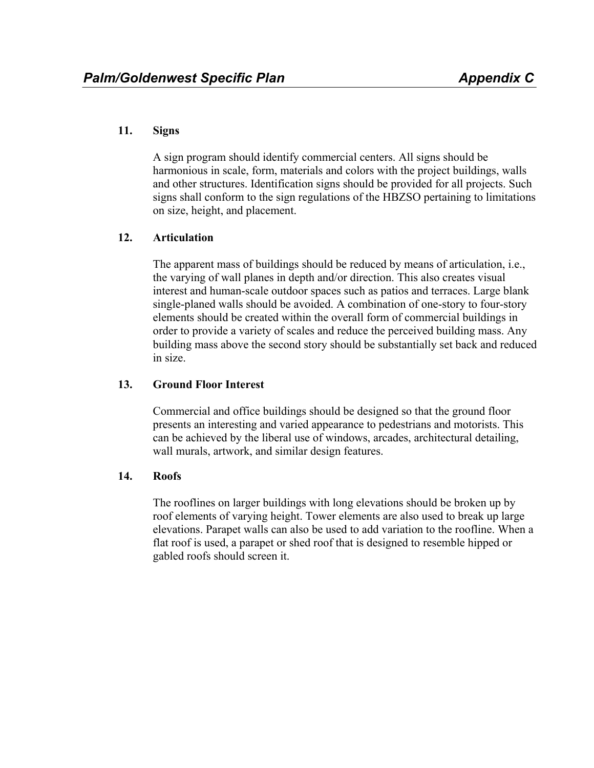**11. Signs**

A sign program should identify commercial centers. All signs should be harmonious in scale, form, materials and colors with the project buildings, walls and other structures. Identification signs should be provided for all projects. Such signs shall conform to the sign regulations of the HBZSO pertaining to limitations on size, height, and placement.

**12. Articulation**

The apparent mass of buildings should be reduced by means of articulation, i.e., the varying of wall planes in depth and/or direction. This also creates visual interest and human-scale outdoor spaces such as patios and terraces. Large blank single-planed walls should be avoided. A combination of one-story to four-story elements should be created within the overall form of commercial buildings in order to provide a variety of scales and reduce the perceived building mass. Any building mass above the second story should be substantially set back and reduced in size.

**13. Ground Floor Interest**

Commercial and office buildings should be designed so that the ground floor presents an interesting and varied appearance to pedestrians and motorists. This can be achieved by the liberal use of windows, arcades, architectural detailing, wall murals, artwork, and similar design features.

**14. Roofs**

The rooflines on larger buildings with long elevations should be broken up by roof elements of varying height. Tower elements are also used to break up large elevations. Parapet walls can also be used to add variation to the roofline. When a flat roof is used, a parapet or shed roof that is designed to resemble hipped or gabled roofs should screen it.